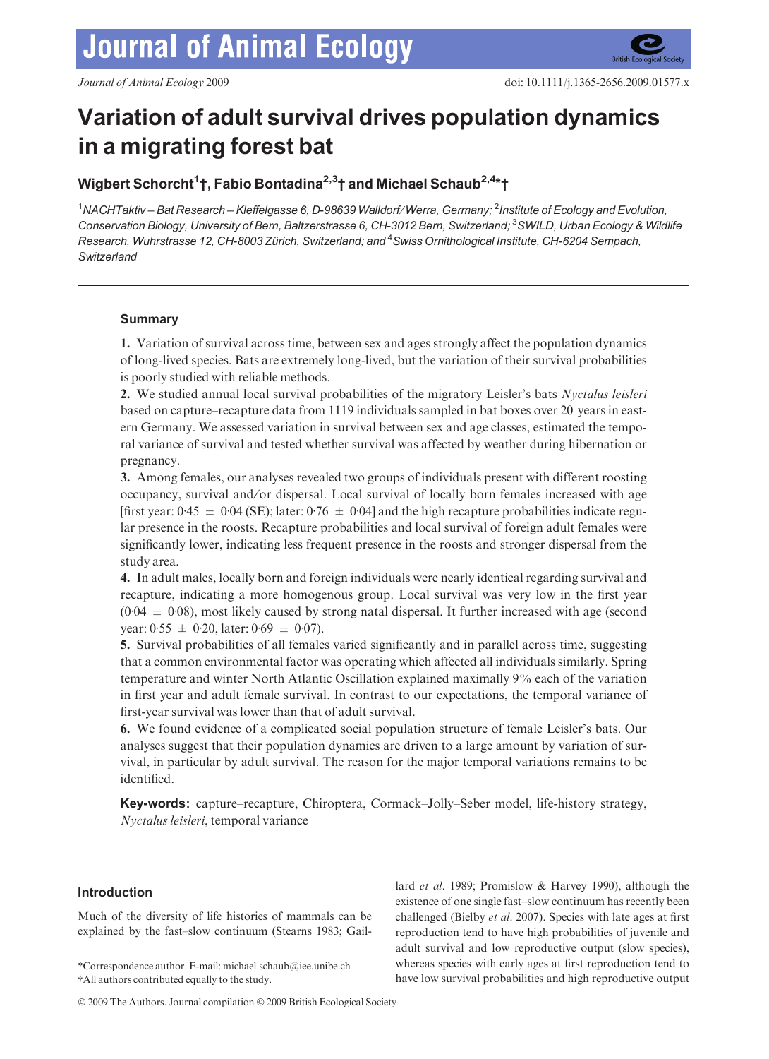# Variation of adult survival drives population dynamics in a migrating forest bat

**Wigbert Schorcht[1]†, Fabio Bontadina[2,3]† and Michael Schaub[2,4]*†**

[1]*NACHTaktiv – Bat Research – Kleffelgasse 6, D-98639 Walldorf/Werra, Germany;* [2]*Institute of Ecology and Evolution, Conservation Biology, University of Bern, Baltzerstrasse 6, CH-3012 Bern, Switzerland;* [3]*SWILD, Urban Ecology & Wildlife Research, Wuhrstrasse 12, CH-8003 Zürich, Switzerland; and* [4]*Swiss Ornithological Institute, CH-6204 Sempach, Switzerland*

## Summary

**1.** Variation of survival across time, between sex and ages strongly affect the population dynamics of long-lived species. Bats are extremely long-lived, but the variation of their survival probabilities is poorly studied with reliable methods.

**2.** We studied annual local survival probabilities of the migratory Leisler's bats *Nyctalus leisleri* based on capture–recapture data from 1119 individuals sampled in bat boxes over 20 years in eastern Germany. We assessed variation in survival between sex and age classes, estimated the temporal variance of survival and tested whether survival was affected by weather during hibernation or pregnancy.

**3.** Among females, our analyses revealed two groups of individuals present with different roosting occupancy, survival and/or dispersal. Local survival of locally born females increased with age [first year: 0·45 ± 0·04 (SE); later: 0·76 ± 0·04] and the high recapture probabilities indicate regular presence in the roosts. Recapture probabilities and local survival of foreign adult females were significantly lower, indicating less frequent presence in the roosts and stronger dispersal from the study area.

**4.** In adult males, locally born and foreign individuals were nearly identical regarding survival and recapture, indicating a more homogenous group. Local survival was very low in the first year (0·04 ± 0·08), most likely caused by strong natal dispersal. It further increased with age (second year: 0·55 ± 0·20, later: 0·69 ± 0·07).

**5.** Survival probabilities of all females varied significantly and in parallel across time, suggesting that a common environmental factor was operating which affected all individuals similarly. Spring temperature and winter North Atlantic Oscillation explained maximally 9% each of the variation in first year and adult female survival. In contrast to our expectations, the temporal variance of first-year survival was lower than that of adult survival.

**6.** We found evidence of a complicated social population structure of female Leisler's bats. Our analyses suggest that their population dynamics are driven to a large amount by variation of survival, in particular by adult survival. The reason for the major temporal variations remains to be identified.

**Key-words:** capture–recapture, Chiroptera, Cormack–Jolly–Seber model, life-history strategy, *Nyctalus leisleri*, temporal variance

## Introduction

Much of the diversity of life histories of mammals can be explained by the fast–slow continuum (Stearns 1983; Gaillard *et al*. 1989; Promislow & Harvey 1990), although the existence of one single fast–slow continuum has recently been challenged (Bielby *et al*. 2007). Species with late ages at first reproduction tend to have high probabilities of juvenile and adult survival and low reproductive output (slow species), whereas species with early ages at first reproduction tend to have low survival probabilities and high reproductive output

*Correspondence author. E-mail: michael.schaub@iee.unibe.ch
†All authors contributed equally to the study.

© 2009 The Authors. Journal compilation © 2009 British Ecological Society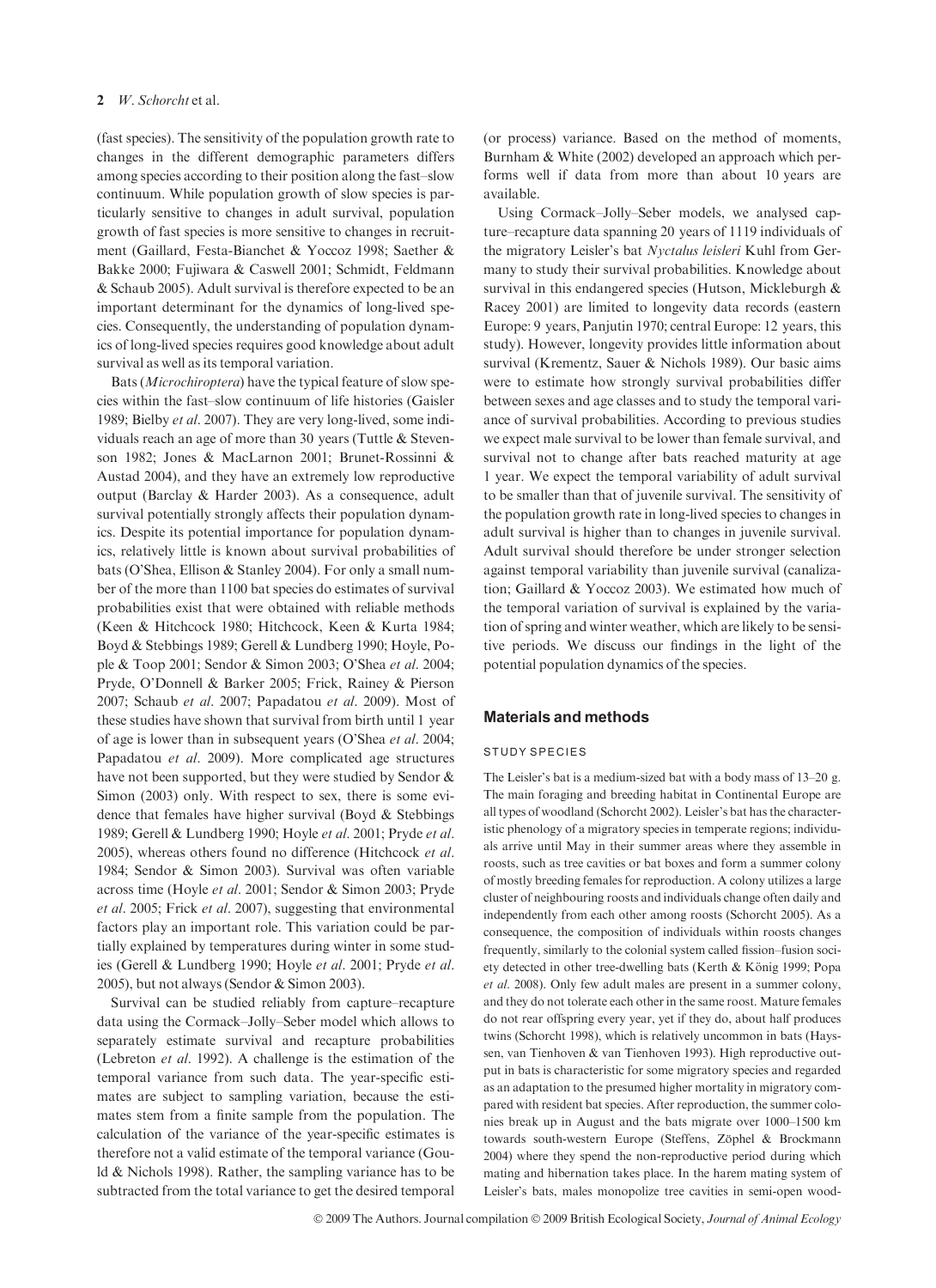(fast species). The sensitivity of the population growth rate to changes in the different demographic parameters differs among species according to their position along the fast–slow continuum. While population growth of slow species is particularly sensitive to changes in adult survival, population growth of fast species is more sensitive to changes in recruitment (Gaillard, Festa-Bianchet & Yoccoz 1998; Saether & Bakke 2000; Fujiwara & Caswell 2001; Schmidt, Feldmann & Schaub 2005). Adult survival is therefore expected to be an important determinant for the dynamics of long-lived species. Consequently, the understanding of population dynamics of long-lived species requires good knowledge about adult survival as well as its temporal variation.

Bats (*Microchiroptera*) have the typical feature of slow species within the fast–slow continuum of life histories (Gaisler 1989; Bielby *et al*. 2007). They are very long-lived, some individuals reach an age of more than 30 years (Tuttle & Stevenson 1982; Jones & MacLarnon 2001; Brunet-Rossinni & Austad 2004), and they have an extremely low reproductive output (Barclay & Harder 2003). As a consequence, adult survival potentially strongly affects their population dynamics. Despite its potential importance for population dynamics, relatively little is known about survival probabilities of bats (O'Shea, Ellison & Stanley 2004). For only a small number of the more than 1100 bat species do estimates of survival probabilities exist that were obtained with reliable methods (Keen & Hitchcock 1980; Hitchcock, Keen & Kurta 1984; Boyd & Stebbings 1989; Gerell & Lundberg 1990; Hoyle, Pople & Toop 2001; Sendor & Simon 2003; O'Shea *et al*. 2004; Pryde, O'Donnell & Barker 2005; Frick, Rainey & Pierson 2007; Schaub *et al*. 2007; Papadatou *et al*. 2009). Most of these studies have shown that survival from birth until 1 year of age is lower than in subsequent years (O'Shea *et al*. 2004; Papadatou *et al*. 2009). More complicated age structures have not been supported, but they were studied by Sendor & Simon (2003) only. With respect to sex, there is some evidence that females have higher survival (Boyd & Stebbings 1989; Gerell & Lundberg 1990; Hoyle *et al*. 2001; Pryde *et al*. 2005), whereas others found no difference (Hitchcock *et al*. 1984; Sendor & Simon 2003). Survival was often variable across time (Hoyle *et al*. 2001; Sendor & Simon 2003; Pryde *et al*. 2005; Frick *et al*. 2007), suggesting that environmental factors play an important role. This variation could be partially explained by temperatures during winter in some studies (Gerell & Lundberg 1990; Hoyle *et al*. 2001; Pryde *et al*. 2005), but not always (Sendor & Simon 2003).

Survival can be studied reliably from capture–recapture data using the Cormack–Jolly–Seber model which allows to separately estimate survival and recapture probabilities (Lebreton *et al*. 1992). A challenge is the estimation of the temporal variance from such data. The year-specific estimates are subject to sampling variation, because the estimates stem from a finite sample from the population. The calculation of the variance of the year-specific estimates is therefore not a valid estimate of the temporal variance (Gould & Nichols 1998). Rather, the sampling variance has to be subtracted from the total variance to get the desired temporal (or process) variance. Based on the method of moments, Burnham & White (2002) developed an approach which performs well if data from more than about 10 years are available.

Using Cormack–Jolly–Seber models, we analysed capture–recapture data spanning 20 years of 1119 individuals of the migratory Leisler's bat *Nyctalus leisleri* Kuhl from Germany to study their survival probabilities. Knowledge about survival in this endangered species (Hutson, Mickleburgh & Racey 2001) are limited to longevity data records (eastern Europe: 9 years, Panjutin 1970; central Europe: 12 years, this study). However, longevity provides little information about survival (Krementz, Sauer & Nichols 1989). Our basic aims were to estimate how strongly survival probabilities differ between sexes and age classes and to study the temporal variance of survival probabilities. According to previous studies we expect male survival to be lower than female survival, and survival not to change after bats reached maturity at age 1 year. We expect the temporal variability of adult survival to be smaller than that of juvenile survival. The sensitivity of the population growth rate in long-lived species to changes in adult survival is higher than to changes in juvenile survival. Adult survival should therefore be under stronger selection against temporal variability than juvenile survival (canalization; Gaillard & Yoccoz 2003). We estimated how much of the temporal variation of survival is explained by the variation of spring and winter weather, which are likely to be sensitive periods. We discuss our findings in the light of the potential population dynamics of the species.

## Materials and methods

### STUDY SPECIES

The Leisler's bat is a medium-sized bat with a body mass of 13–20 g. The main foraging and breeding habitat in Continental Europe are all types of woodland (Schorcht 2002). Leisler's bat has the characteristic phenology of a migratory species in temperate regions; individuals arrive until May in their summer areas where they assemble in roosts, such as tree cavities or bat boxes and form a summer colony of mostly breeding females for reproduction. A colony utilizes a large cluster of neighbouring roosts and individuals change often daily and independently from each other among roosts (Schorcht 2005). As a consequence, the composition of individuals within roosts changes frequently, similarly to the colonial system called fission–fusion society detected in other tree-dwelling bats (Kerth & König 1999; Popa *et al*. 2008). Only few adult males are present in a summer colony, and they do not tolerate each other in the same roost. Mature females do not rear offspring every year, yet if they do, about half produces twins (Schorcht 1998), which is relatively uncommon in bats (Hayssen, van Tienhoven & van Tienhoven 1993). High reproductive output in bats is characteristic for some migratory species and regarded as an adaptation to the presumed higher mortality in migratory compared with resident bat species. After reproduction, the summer colonies break up in August and the bats migrate over 1000–1500 km towards south-western Europe (Steffens, Zöphel & Brockmann 2004) where they spend the non-reproductive period during which mating and hibernation takes place. In the harem mating system of Leisler's bats, males monopolize tree cavities in semi-open wood-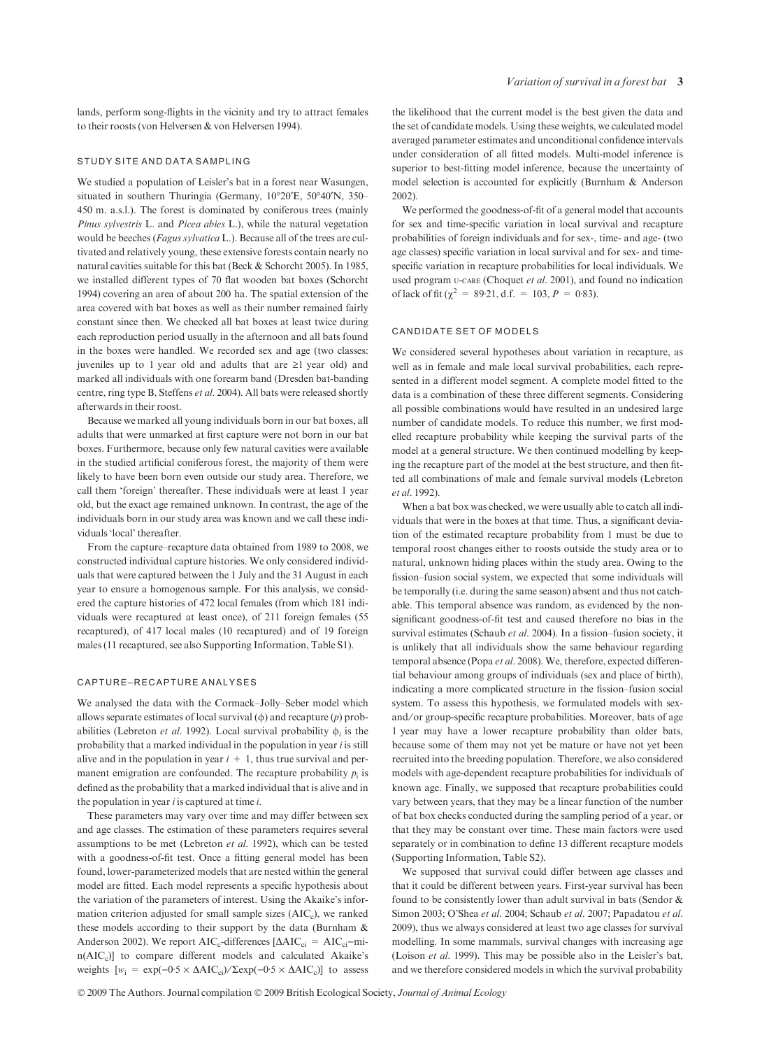lands, perform song-flights in the vicinity and try to attract females to their roosts (von Helversen & von Helversen 1994).

### STUDY SITE AND DATA SAMPLING

We studied a population of Leisler's bat in a forest near Wasungen, situated in southern Thuringia (Germany, 10°20′E, 50°40′N, 350–450 m. a.s.l.). The forest is dominated by coniferous trees (mainly *Pinus sylvestris* L. and *Picea abies* L.), while the natural vegetation would be beeches (*Fagus sylvatica* L.). Because all of the trees are cultivated and relatively young, these extensive forests contain nearly no natural cavities suitable for this bat (Beck & Schorcht 2005). In 1985, we installed different types of 70 flat wooden bat boxes (Schorcht 1994) covering an area of about 200 ha. The spatial extension of the area covered with bat boxes as well as their number remained fairly constant since then. We checked all bat boxes at least twice during each reproduction period usually in the afternoon and all bats found in the boxes were handled. We recorded sex and age (two classes: juveniles up to 1 year old and adults that are ≥1 year old) and marked all individuals with one forearm band (Dresden bat-banding centre, ring type B, Steffens *et al*. 2004). All bats were released shortly afterwards in their roost.

Because we marked all young individuals born in our bat boxes, all adults that were unmarked at first capture were not born in our bat boxes. Furthermore, because only few natural cavities were available in the studied artificial coniferous forest, the majority of them were likely to have been born even outside our study area. Therefore, we call them 'foreign' thereafter. These individuals were at least 1 year old, but the exact age remained unknown. In contrast, the age of the individuals born in our study area was known and we call these individuals 'local' thereafter.

From the capture–recapture data obtained from 1989 to 2008, we constructed individual capture histories. We only considered individuals that were captured between the 1 July and the 31 August in each year to ensure a homogenous sample. For this analysis, we considered the capture histories of 472 local females (from which 181 individuals were recaptured at least once), of 211 foreign females (55 recaptured), of 417 local males (10 recaptured) and of 19 foreign males (11 recaptured, see also Supporting Information, Table S1).

### CAPTURE–RECAPTURE ANALYSES

We analysed the data with the Cormack–Jolly–Seber model which allows separate estimates of local survival ($\phi$) and recapture ($p$) probabilities (Lebreton *et al*. 1992). Local survival probability $\phi_i$ is the probability that a marked individual in the population in year $i$ is still alive and in the population in year $i + 1$, thus true survival and permanent emigration are confounded. The recapture probability $p_i$ is defined as the probability that a marked individual that is alive and in the population in year $i$ is captured at time $i$.

These parameters may vary over time and may differ between sex and age classes. The estimation of these parameters requires several assumptions to be met (Lebreton *et al*. 1992), which can be tested with a goodness-of-fit test. Once a fitting general model has been found, lower-parameterized models that are nested within the general model are fitted. Each model represents a specific hypothesis about the variation of the parameters of interest. Using the Akaike's information criterion adjusted for small sample sizes ($AIC_c$), we ranked these models according to their support by the data (Burnham & Anderson 2002). We report $AIC_c$-differences [$\Delta AIC_{ci} = AIC_{ci} - \min(AIC_c)$] to compare different models and calculated Akaike's weights [$w_i = \exp(-0{\cdot}5 \times \Delta AIC_{ci}) / \Sigma\exp(-0{\cdot}5 \times \Delta AIC_c)$] to assess the likelihood that the current model is the best given the data and the set of candidate models. Using these weights, we calculated model averaged parameter estimates and unconditional confidence intervals under consideration of all fitted models. Multi-model inference is superior to best-fitting model inference, because the uncertainty of model selection is accounted for explicitly (Burnham & Anderson 2002).

We performed the goodness-of-fit of a general model that accounts for sex and time-specific variation in local survival and recapture probabilities of foreign individuals and for sex-, time- and age- (two age classes) specific variation in local survival and for sex- and time-specific variation in recapture probabilities for local individuals. We used program U-CARE (Choquet *et al*. 2001), and found no indication of lack of fit ($\chi^2 = 89{\cdot}21$, d.f. = 103, $P = 0{\cdot}83$).

### CANDIDATE SET OF MODELS

We considered several hypotheses about variation in recapture, as well as in female and male local survival probabilities, each represented in a different model segment. A complete model fitted to the data is a combination of these three different segments. Considering all possible combinations would have resulted in an undesired large number of candidate models. To reduce this number, we first modelled recapture probability while keeping the survival parts of the model at a general structure. We then continued modelling by keeping the recapture part of the model at the best structure, and then fitted all combinations of male and female survival models (Lebreton *et al*. 1992).

When a bat box was checked, we were usually able to catch all individuals that were in the boxes at that time. Thus, a significant deviation of the estimated recapture probability from 1 must be due to temporal roost changes either to roosts outside the study area or to natural, unknown hiding places within the study area. Owing to the fission–fusion social system, we expected that some individuals will be temporally (i.e. during the same season) absent and thus not catchable. This temporal absence was random, as evidenced by the non-significant goodness-of-fit test and caused therefore no bias in the survival estimates (Schaub *et al*. 2004). In a fission–fusion society, it is unlikely that all individuals show the same behaviour regarding temporal absence (Popa *et al*. 2008). We, therefore, expected differential behaviour among groups of individuals (sex and place of birth), indicating a more complicated structure in the fission–fusion social system. To assess this hypothesis, we formulated models with sex- and/or group-specific recapture probabilities. Moreover, bats of age 1 year may have a lower recapture probability than older bats, because some of them may not yet be mature or have not yet been recruited into the breeding population. Therefore, we also considered models with age-dependent recapture probabilities for individuals of known age. Finally, we supposed that recapture probabilities could vary between years, that they may be a linear function of the number of bat box checks conducted during the sampling period of a year, or that they may be constant over time. These main factors were used separately or in combination to define 13 different recapture models (Supporting Information, Table S2).

We supposed that survival could differ between age classes and that it could be different between years. First-year survival has been found to be consistently lower than adult survival in bats (Sendor & Simon 2003; O'Shea *et al*. 2004; Schaub *et al*. 2007; Papadatou *et al*. 2009), thus we always considered at least two age classes for survival modelling. In some mammals, survival changes with increasing age (Loison *et al*. 1999). This may be possible also in the Leisler's bat, and we therefore considered models in which the survival probability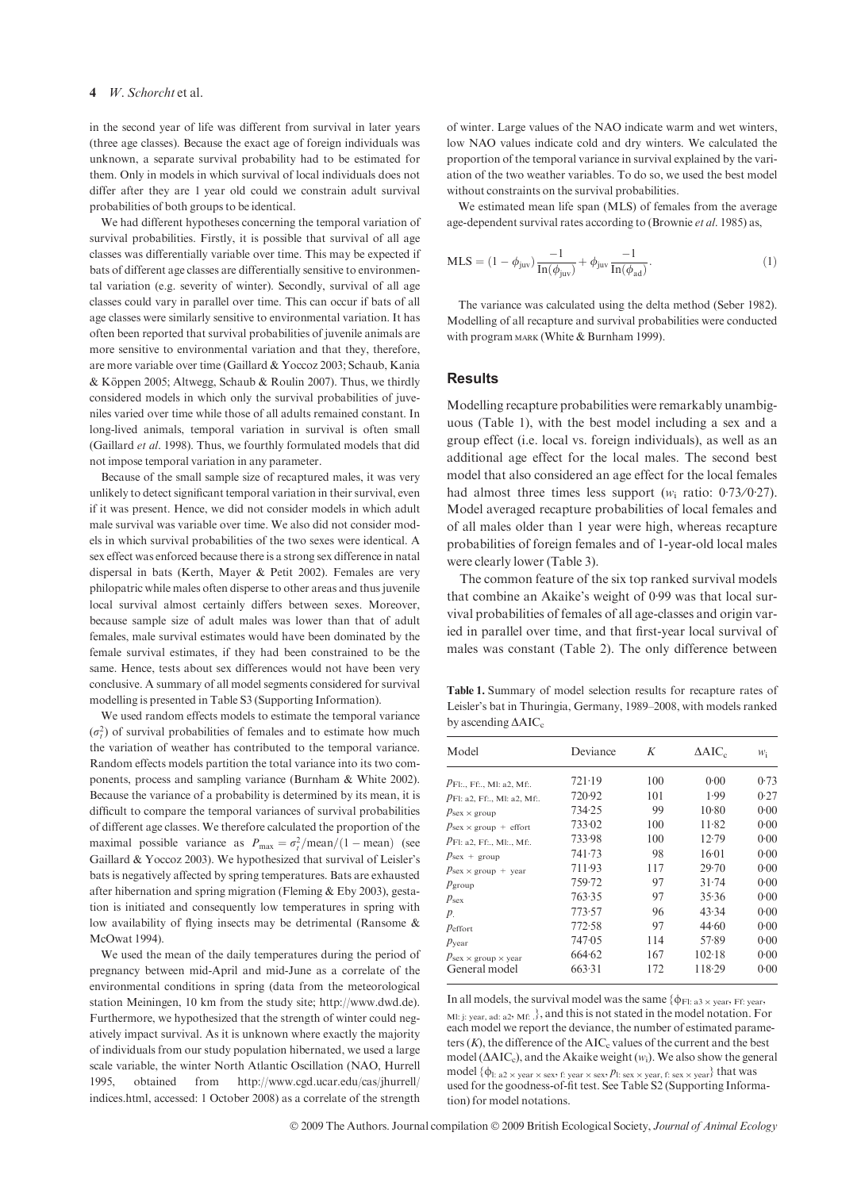in the second year of life was different from survival in later years (three age classes). Because the exact age of foreign individuals was unknown, a separate survival probability had to be estimated for them. Only in models in which survival of local individuals does not differ after they are 1 year old could we constrain adult survival probabilities of both groups to be identical.

We had different hypotheses concerning the temporal variation of survival probabilities. Firstly, it is possible that survival of all age classes was differentially variable over time. This may be expected if bats of different age classes are differentially sensitive to environmental variation (e.g. severity of winter). Secondly, survival of all age classes could vary in parallel over time. This can occur if bats of all age classes were similarly sensitive to environmental variation. It has often been reported that survival probabilities of juvenile animals are more sensitive to environmental variation and that they, therefore, are more variable over time (Gaillard & Yoccoz 2003; Schaub, Kania & Köppen 2005; Altwegg, Schaub & Roulin 2007). Thus, we thirdly considered models in which only the survival probabilities of juveniles varied over time while those of all adults remained constant. In long-lived animals, temporal variation in survival is often small (Gaillard *et al.* 1998). Thus, we fourthly formulated models that did not impose temporal variation in any parameter.

Because of the small sample size of recaptured males, it was very unlikely to detect significant temporal variation in their survival, even if it was present. Hence, we did not consider models in which adult male survival was variable over time. We also did not consider models in which survival probabilities of the two sexes were identical. A sex effect was enforced because there is a strong sex difference in natal dispersal in bats (Kerth, Mayer & Petit 2002). Females are very philopatric while males often disperse to other areas and thus juvenile local survival almost certainly differs between sexes. Moreover, because sample size of adult males was lower than that of adult females, male survival estimates would have been dominated by the female survival estimates, if they had been constrained to be the same. Hence, tests about sex differences would not have been very conclusive. A summary of all model segments considered for survival modelling is presented in Table S3 (Supporting Information).

We used random effects models to estimate the temporal variance ($\sigma_t^2$) of survival probabilities of females and to estimate how much the variation of weather has contributed to the temporal variance. Random effects models partition the total variance into its two components, process and sampling variance (Burnham & White 2002). Because the variance of a probability is determined by its mean, it is difficult to compare the temporal variances of survival probabilities of different age classes. We therefore calculated the proportion of the maximal possible variance as $P_{max} = \sigma_t^2/\text{mean}/(1 - \text{mean})$ (see Gaillard & Yoccoz 2003). We hypothesized that survival of Leisler's bats is negatively affected by spring temperatures. Bats are exhausted after hibernation and spring migration (Fleming & Eby 2003), gestation is initiated and consequently low temperatures in spring with low availability of flying insects may be detrimental (Ransome & McOwat 1994).

We used the mean of the daily temperatures during the period of pregnancy between mid-April and mid-June as a correlate of the environmental conditions in spring (data from the meteorological station Meiningen, 10 km from the study site; http://www.dwd.de). Furthermore, we hypothesized that the strength of winter could negatively impact survival. As it is unknown where exactly the majority of individuals from our study population hibernated, we used a large scale variable, the winter North Atlantic Oscillation (NAO, Hurrell 1995, obtained from http://www.cgd.ucar.edu/cas/jhurrell/indices.html, accessed: 1 October 2008) as a correlate of the strength of winter. Large values of the NAO indicate warm and wet winters, low NAO values indicate cold and dry winters. We calculated the proportion of the temporal variance in survival explained by the variation of the two weather variables. To do so, we used the best model without constraints on the survival probabilities.

We estimated mean life span (MLS) of females from the average age-dependent survival rates according to (Brownie *et al.* 1985) as,

$$\text{MLS} = (1 - \phi_{\text{juv}})\frac{-1}{\ln(\phi_{\text{juv}})} + \phi_{\text{juv}}\frac{-1}{\ln(\phi_{\text{ad}})}. \quad (1)$$

The variance was calculated using the delta method (Seber 1982). Modelling of all recapture and survival probabilities were conducted with program MARK (White & Burnham 1999).

## Results

Modelling recapture probabilities were remarkably unambiguous (Table 1), with the best model including a sex and a group effect (i.e. local vs. foreign individuals), as well as an additional age effect for the local males. The second best model that also considered an age effect for the local females had almost three times less support ($w_i$ ratio: 0·73/0·27). Model averaged recapture probabilities of local females and of all males older than 1 year were high, whereas recapture probabilities of foreign females and of 1-year-old local males were clearly lower (Table 3).

The common feature of the six top ranked survival models that combine an Akaike's weight of 0·99 was that local survival probabilities of females of all age-classes and origin varied in parallel over time, and that first-year local survival of males was constant (Table 2). The only difference between

**Table 1.** Summary of model selection results for recapture rates of Leisler's bat in Thuringia, Germany, 1989–2008, with models ranked by ascending $\Delta\text{AIC}_c$

| Model | Deviance | $K$ | $\Delta\text{AIC}_c$ | $w_i$ |
|---|---|---|---|---|
| $p_{\text{Fl:.}, \text{Ff:.}, \text{Ml: a2}, \text{Mf:.}}$ | 721·19 | 100 | 0·00 | 0·73 |
| $p_{\text{Fl: a2}, \text{Ff:.}, \text{Ml: a2}, \text{Mf:.}}$ | 720·92 | 101 | 1·99 | 0·27 |
| $p_{\text{sex} \times \text{group}}$ | 734·25 | 99 | 10·80 | 0·00 |
| $p_{\text{sex} \times \text{group} + \text{effort}}$ | 733·02 | 100 | 11·82 | 0·00 |
| $p_{\text{Fl: a2}, \text{Ff:.}, \text{Ml:.}, \text{Mf:.}}$ | 733·98 | 100 | 12·79 | 0·00 |
| $p_{\text{sex} + \text{group}}$ | 741·73 | 98 | 16·01 | 0·00 |
| $p_{\text{sex} \times \text{group} + \text{year}}$ | 711·93 | 117 | 29·70 | 0·00 |
| $p_{\text{group}}$ | 759·72 | 97 | 31·74 | 0·00 |
| $p_{\text{sex}}$ | 763·35 | 97 | 35·36 | 0·00 |
| $p_{.}$ | 773·57 | 96 | 43·34 | 0·00 |
| $p_{\text{effort}}$ | 772·58 | 97 | 44·60 | 0·00 |
| $p_{\text{year}}$ | 747·05 | 114 | 57·89 | 0·00 |
| $p_{\text{sex} \times \text{group} \times \text{year}}$ | 664·62 | 167 | 102·18 | 0·00 |
| General model | 663·31 | 172 | 118·29 | 0·00 |

In all models, the survival model was the same $\{\phi_{\text{Fl: a3} \times \text{year}, \text{Ff: year}, \text{Ml: j: year, ad: a2}, \text{Mf: .}}\}$, and this is not stated in the model notation. For each model we report the deviance, the number of estimated parameters ($K$), the difference of the $\text{AIC}_c$ values of the current and the best model ($\Delta\text{AIC}_c$), and the Akaike weight ($w_i$). We also show the general model $\{\phi_{\text{l: a2} \times \text{year} \times \text{sex}, \text{f: year} \times \text{sex}}, p_{\text{l: sex} \times \text{year}, \text{f: sex} \times \text{year}}\}$ that was used for the goodness-of-fit test. See Table S2 (Supporting Information) for model notations.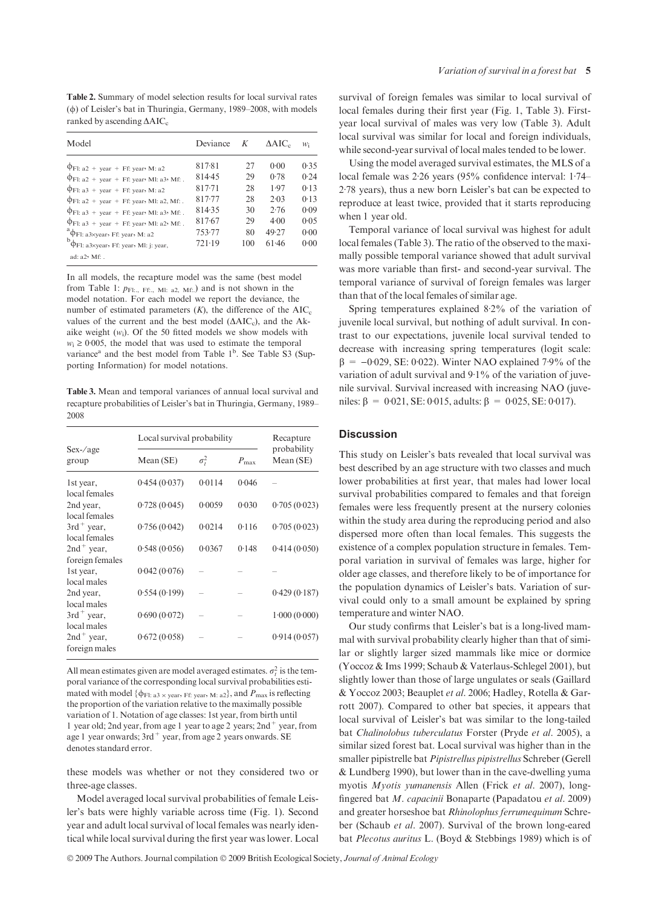**Table 2.** Summary of model selection results for local survival rates (ϕ) of Leisler's bat in Thuringia, Germany, 1989–2008, with models ranked by ascending $\Delta AIC_c$

| Model | Deviance | $K$ | $\Delta AIC_c$ | $w_i$ |
|---|---|---|---|---|
| $\phi_{Fl: a2 + year + Ff: year, M: a2}$ | 817·81 | 27 | 0·00 | 0·35 |
| $\phi_{Fl: a2 + year + Ff: year, Ml: a3, Mf: .}$ | 814·45 | 29 | 0·78 | 0·24 |
| $\phi_{Fl: a3 + year + Ff: year, M: a2}$ | 817·71 | 28 | 1·97 | 0·13 |
| $\phi_{Fl: a2 + year + Ff: year, Ml: a2, Mf: .}$ | 817·77 | 28 | 2·03 | 0·13 |
| $\phi_{Fl: a3 + year + Ff: year, Ml: a3, Mf: .}$ | 814·35 | 30 | 2·76 | 0·09 |
| $\phi_{Fl: a3 + year + Ff: year, Ml: a2, Mf: .}$ | 817·67 | 29 | 4·00 | 0·05 |
| [a] $\phi_{Fl: a3 \times year, Ff: year, M: a2}$ | 753·77 | 80 | 49·27 | 0·00 |
| [b] $\phi_{Fl: a3 \times year, Ff: year, Ml: j: year, ad: a2, Mf: .}$ | 721·19 | 100 | 61·46 | 0·00 |

In all models, the recapture model was the same (best model from Table 1: $p_{Fl: ., Ff: ., Ml: a2, Mf: .}$) and is not shown in the model notation. For each model we report the deviance, the number of estimated parameters ($K$), the difference of the $AIC_c$ values of the current and the best model ($\Delta AIC_c$), and the Akaike weight ($w_i$). Of the 50 fitted models we show models with $w_i \geq 0.005$, the model that was used to estimate the temporal variance[a] and the best model from Table 1[b]. See Table S3 (Supporting Information) for model notations.

**Table 3.** Mean and temporal variances of annual local survival and recapture probabilities of Leisler's bat in Thuringia, Germany, 1989–2008

| Sex-/age group | Local survival probability | | | Recapture probability |
|---|---|---|---|---|
| | Mean (SE) | $\sigma_t^2$ | $P_{max}$ | Mean (SE) |
| 1st year, local females | 0·454 (0·037) | 0·0114 | 0·046 | – |
| 2nd year, local females | 0·728 (0·045) | 0·0059 | 0·030 | 0·705 (0·023) |
| 3rd$^+$ year, local females | 0·756 (0·042) | 0·0214 | 0·116 | 0·705 (0·023) |
| 2nd$^+$ year, foreign females | 0·548 (0·056) | 0·0367 | 0·148 | 0·414 (0·050) |
| 1st year, local males | 0·042 (0·076) | – | – | – |
| 2nd year, local males | 0·554 (0·199) | – | – | 0·429 (0·187) |
| 3rd$^+$ year, local males | 0·690 (0·072) | – | – | 1·000 (0·000) |
| 2nd$^+$ year, foreign males | 0·672 (0·058) | – | – | 0·914 (0·057) |

All mean estimates given are model averaged estimates. $\sigma_t^2$ is the temporal variance of the corresponding local survival probabilities estimated with model $\{\phi_{Fl: a3 \times year, Ff: year, M: a2}\}$, and $P_{max}$ is reflecting the proportion of the variation relative to the maximally possible variation of 1. Notation of age classes: 1st year, from birth until 1 year old; 2nd year, from age 1 year to age 2 years; 2nd$^+$ year, from age 1 year onwards; 3rd$^+$ year, from age 2 years onwards. SE denotes standard error.

these models was whether or not they considered two or three-age classes.

Model averaged local survival probabilities of female Leisler's bats were highly variable across time (Fig. 1). Second year and adult local survival of local females was nearly identical while local survival during the first year was lower. Local survival of foreign females was similar to local survival of local females during their first year (Fig. 1, Table 3). First-year local survival of males was very low (Table 3). Adult local survival was similar for local and foreign individuals, while second-year survival of local males tended to be lower.

Using the model averaged survival estimates, the MLS of a local female was 2·26 years (95% confidence interval: 1·74–2·78 years), thus a new born Leisler's bat can be expected to reproduce at least twice, provided that it starts reproducing when 1 year old.

Temporal variance of local survival was highest for adult local females (Table 3). The ratio of the observed to the maximally possible temporal variance showed that adult survival was more variable than first- and second-year survival. The temporal variance of survival of foreign females was larger than that of the local females of similar age.

Spring temperatures explained 8·2% of the variation of juvenile local survival, but nothing of adult survival. In contrast to our expectations, juvenile local survival tended to decrease with increasing spring temperatures (logit scale: $\beta = -0{\cdot}029$, SE: 0·022). Winter NAO explained 7·9% of the variation of adult survival and 9·1% of the variation of juvenile survival. Survival increased with increasing NAO (juveniles: $\beta = 0{\cdot}021$, SE: 0·015, adults: $\beta = 0{\cdot}025$, SE: 0·017).

## Discussion

This study on Leisler's bats revealed that local survival was best described by an age structure with two classes and much lower probabilities at first year, that males had lower local survival probabilities compared to females and that foreign females were less frequently present at the nursery colonies within the study area during the reproducing period and also dispersed more often than local females. This suggests the existence of a complex population structure in females. Temporal variation in survival of females was large, higher for older age classes, and therefore likely to be of importance for the population dynamics of Leisler's bats. Variation of survival could only to a small amount be explained by spring temperature and winter NAO.

Our study confirms that Leisler's bat is a long-lived mammal with survival probability clearly higher than that of similar or slightly larger sized mammals like mice or dormice (Yoccoz & Ims 1999; Schaub & Vaterlaus-Schlegel 2001), but slightly lower than those of large ungulates or seals (Gaillard & Yoccoz 2003; Beauplet *et al*. 2006; Hadley, Rotella & Garrott 2007). Compared to other bat species, it appears that local survival of Leisler's bat was similar to the long-tailed bat *Chalinolobus tuberculatus* Forster (Pryde *et al*. 2005), a similar sized forest bat. Local survival was higher than in the smaller pipistrelle bat *Pipistrellus pipistrellus* Schreber (Gerell & Lundberg 1990), but lower than in the cave-dwelling yuma myotis *Myotis yumanensis* Allen (Frick *et al*. 2007), long-fingered bat *M. capacinii* Bonaparte (Papadatou *et al*. 2009) and greater horseshoe bat *Rhinolophus ferrumequinum* Schreber (Schaub *et al*. 2007). Survival of the brown long-eared bat *Plecotus auritus* L. (Boyd & Stebbings 1989) which is of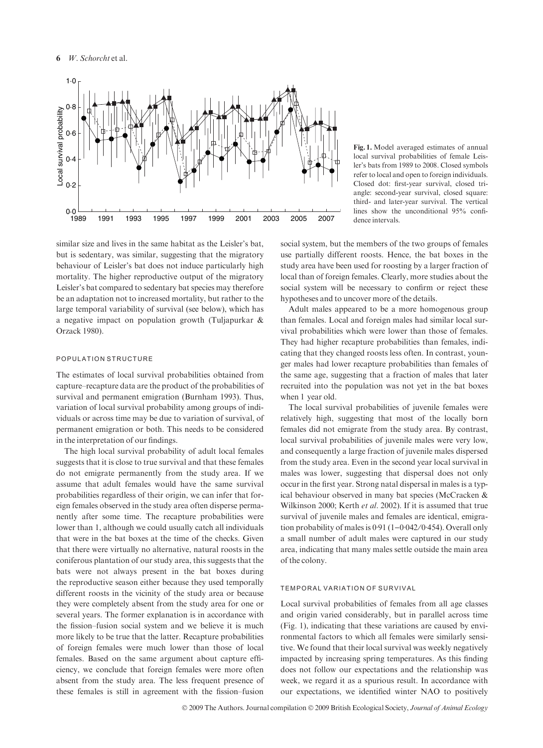Local survival probability

1·0

0·8

0·6

0·4

0·2

0·0

1989 1991 1993 1995 1997 1999 2001 2003 2005 2007

**Fig. 1.** Model averaged estimates of annual local survival probabilities of female Leisler's bats from 1989 to 2008. Closed symbols refer to local and open to foreign individuals. Closed dot: first-year survival, closed triangle: second-year survival, closed square: third- and later-year survival. The vertical lines show the unconditional 95% confidence intervals.

similar size and lives in the same habitat as the Leisler's bat, but is sedentary, was similar, suggesting that the migratory behaviour of Leisler's bat does not induce particularly high mortality. The higher reproductive output of the migratory Leisler's bat compared to sedentary bat species may therefore be an adaptation not to increased mortality, but rather to the large temporal variability of survival (see below), which has a negative impact on population growth (Tuljapurkar & Orzack 1980).

### POPULATION STRUCTURE

The estimates of local survival probabilities obtained from capture–recapture data are the product of the probabilities of survival and permanent emigration (Burnham 1993). Thus, variation of local survival probability among groups of individuals or across time may be due to variation of survival, of permanent emigration or both. This needs to be considered in the interpretation of our findings.

The high local survival probability of adult local females suggests that it is close to true survival and that these females do not emigrate permanently from the study area. If we assume that adult females would have the same survival probabilities regardless of their origin, we can infer that foreign females observed in the study area often disperse permanently after some time. The recapture probabilities were lower than 1, although we could usually catch all individuals that were in the bat boxes at the time of the checks. Given that there were virtually no alternative, natural roosts in the coniferous plantation of our study area, this suggests that the bats were not always present in the bat boxes during the reproductive season either because they used temporally different roosts in the vicinity of the study area or because they were completely absent from the study area for one or several years. The former explanation is in accordance with the fission–fusion social system and we believe it is much more likely to be true that the latter. Recapture probabilities of foreign females were much lower than those of local females. Based on the same argument about capture efficiency, we conclude that foreign females were more often absent from the study area. The less frequent presence of these females is still in agreement with the fission–fusion social system, but the members of the two groups of females use partially different roosts. Hence, the bat boxes in the study area have been used for roosting by a larger fraction of local than of foreign females. Clearly, more studies about the social system will be necessary to confirm or reject these hypotheses and to uncover more of the details.

Adult males appeared to be a more homogenous group than females. Local and foreign males had similar local survival probabilities which were lower than those of females. They had higher recapture probabilities than females, indicating that they changed roosts less often. In contrast, younger males had lower recapture probabilities than females of the same age, suggesting that a fraction of males that later recruited into the population was not yet in the bat boxes when 1 year old.

The local survival probabilities of juvenile females were relatively high, suggesting that most of the locally born females did not emigrate from the study area. By contrast, local survival probabilities of juvenile males were very low, and consequently a large fraction of juvenile males dispersed from the study area. Even in the second year local survival in males was lower, suggesting that dispersal does not only occur in the first year. Strong natal dispersal in males is a typical behaviour observed in many bat species (McCracken & Wilkinson 2000; Kerth *et al*. 2002). If it is assumed that true survival of juvenile males and females are identical, emigration probability of males is 0·91 (1−0·042/0·454). Overall only a small number of adult males were captured in our study area, indicating that many males settle outside the main area of the colony.

### TEMPORAL VARIATION OF SURVIVAL

Local survival probabilities of females from all age classes and origin varied considerably, but in parallel across time (Fig. 1), indicating that these variations are caused by environmental factors to which all females were similarly sensitive. We found that their local survival was weekly negatively impacted by increasing spring temperatures. As this finding does not follow our expectations and the relationship was week, we regard it as a spurious result. In accordance with our expectations, we identified winter NAO to positively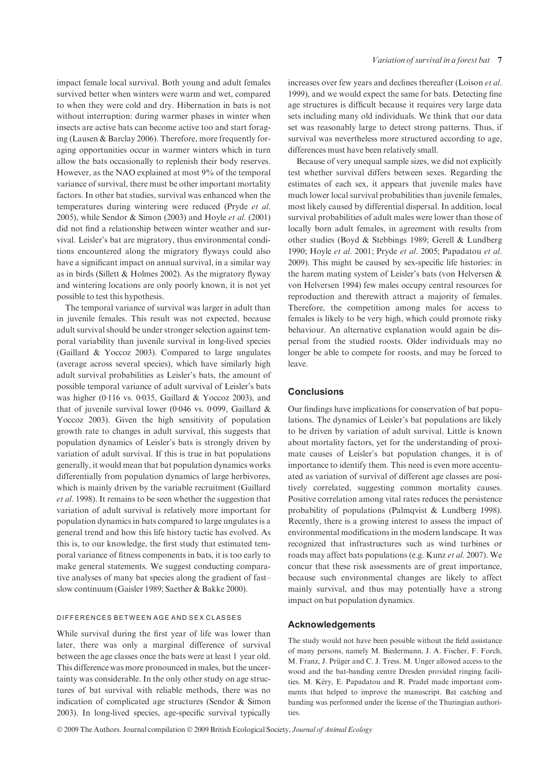impact female local survival. Both young and adult females survived better when winters were warm and wet, compared to when they were cold and dry. Hibernation in bats is not without interruption: during warmer phases in winter when insects are active bats can become active too and start foraging (Lausen & Barclay 2006). Therefore, more frequently foraging opportunities occur in warmer winters which in turn allow the bats occasionally to replenish their body reserves. However, as the NAO explained at most 9% of the temporal variance of survival, there must be other important mortality factors. In other bat studies, survival was enhanced when the temperatures during wintering were reduced (Pryde *et al*. 2005), while Sendor & Simon (2003) and Hoyle *et al*. (2001) did not find a relationship between winter weather and survival. Leisler's bat are migratory, thus environmental conditions encountered along the migratory flyways could also have a significant impact on annual survival, in a similar way as in birds (Sillett & Holmes 2002). As the migratory flyway and wintering locations are only poorly known, it is not yet possible to test this hypothesis.

The temporal variance of survival was larger in adult than in juvenile females. This result was not expected, because adult survival should be under stronger selection against temporal variability than juvenile survival in long-lived species (Gaillard & Yoccoz 2003). Compared to large ungulates (average across several species), which have similarly high adult survival probabilities as Leisler's bats, the amount of possible temporal variance of adult survival of Leisler's bats was higher (0·116 vs. 0·035, Gaillard & Yoccoz 2003), and that of juvenile survival lower (0·046 vs. 0·099, Gaillard & Yoccoz 2003). Given the high sensitivity of population growth rate to changes in adult survival, this suggests that population dynamics of Leisler's bats is strongly driven by variation of adult survival. If this is true in bat populations generally, it would mean that bat population dynamics works differentially from population dynamics of large herbivores, which is mainly driven by the variable recruitment (Gaillard *et al*. 1998). It remains to be seen whether the suggestion that variation of adult survival is relatively more important for population dynamics in bats compared to large ungulates is a general trend and how this life history tactic has evolved. As this is, to our knowledge, the first study that estimated temporal variance of fitness components in bats, it is too early to make general statements. We suggest conducting comparative analyses of many bat species along the gradient of fast–slow continuum (Gaisler 1989; Saether & Bakke 2000).

### DIFFERENCES BETWEEN AGE AND SEX CLASSES

While survival during the first year of life was lower than later, there was only a marginal difference of survival between the age classes once the bats were at least 1 year old. This difference was more pronounced in males, but the uncertainty was considerable. In the only other study on age structures of bat survival with reliable methods, there was no indication of complicated age structures (Sendor & Simon 2003). In long-lived species, age-specific survival typically increases over few years and declines thereafter (Loison *et al*. 1999), and we would expect the same for bats. Detecting fine age structures is difficult because it requires very large data sets including many old individuals. We think that our data set was reasonably large to detect strong patterns. Thus, if survival was nevertheless more structured according to age, differences must have been relatively small.

Because of very unequal sample sizes, we did not explicitly test whether survival differs between sexes. Regarding the estimates of each sex, it appears that juvenile males have much lower local survival probabilities than juvenile females, most likely caused by differential dispersal. In addition, local survival probabilities of adult males were lower than those of locally born adult females, in agreement with results from other studies (Boyd & Stebbings 1989; Gerell & Lundberg 1990; Hoyle *et al*. 2001; Pryde *et al*. 2005; Papadatou *et al*. 2009). This might be caused by sex-specific life histories: in the harem mating system of Leisler's bats (von Helversen & von Helversen 1994) few males occupy central resources for reproduction and therewith attract a majority of females. Therefore, the competition among males for access to females is likely to be very high, which could promote risky behaviour. An alternative explanation would again be dispersal from the studied roosts. Older individuals may no longer be able to compete for roosts, and may be forced to leave.

## Conclusions

Our findings have implications for conservation of bat populations. The dynamics of Leisler's bat populations are likely to be driven by variation of adult survival. Little is known about mortality factors, yet for the understanding of proximate causes of Leisler's bat population changes, it is of importance to identify them. This need is even more accentuated as variation of survival of different age classes are positively correlated, suggesting common mortality causes. Positive correlation among vital rates reduces the persistence probability of populations (Palmqvist & Lundberg 1998). Recently, there is a growing interest to assess the impact of environmental modifications in the modern landscape. It was recognized that infrastructures such as wind turbines or roads may affect bats populations (e.g. Kunz *et al*. 2007). We concur that these risk assessments are of great importance, because such environmental changes are likely to affect mainly survival, and thus may potentially have a strong impact on bat population dynamics.

## Acknowledgements

The study would not have been possible without the field assistance of many persons, namely M. Biedermann, J. A. Fischer, F. Forch, M. Franz, J. Prüger and C. J. Tress. M. Unger allowed access to the wood and the bat-banding centre Dresden provided ringing facilities. M. Kéry, E. Papadatou and R. Pradel made important comments that helped to improve the manuscript. Bat catching and banding was performed under the license of the Thuringian authorities.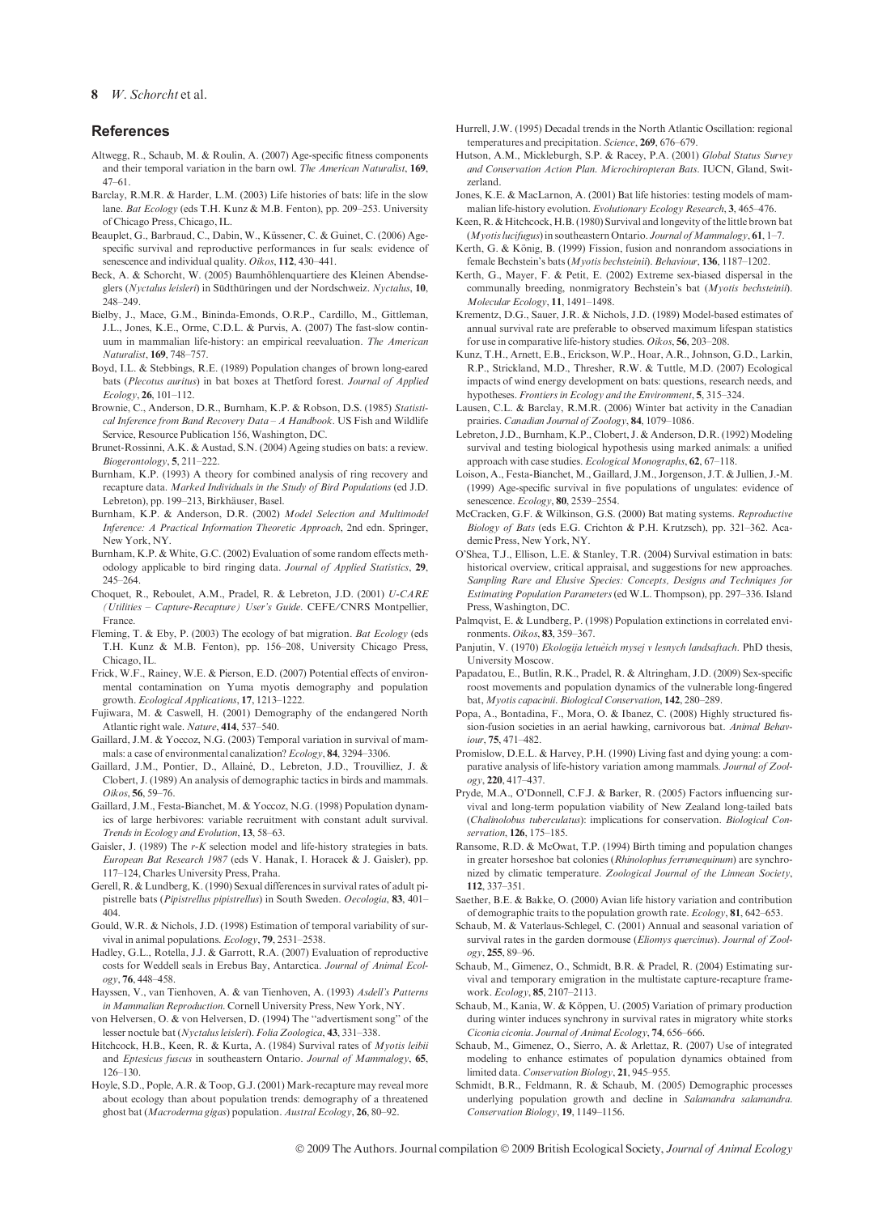## References

Altwegg, R., Schaub, M. & Roulin, A. (2007) Age-specific fitness components and their temporal variation in the barn owl. *The American Naturalist*, **169**, 47–61.

Barclay, R.M.R. & Harder, L.M. (2003) Life histories of bats: life in the slow lane. *Bat Ecology* (eds T.H. Kunz & M.B. Fenton), pp. 209–253. University of Chicago Press, Chicago, IL.

Beauplet, G., Barbraud, C., Dabin, W., Küssener, C. & Guinet, C. (2006) Age-specific survival and reproductive performances in fur seals: evidence of senescence and individual quality. *Oikos*, **112**, 430–441.

Beck, A. & Schorcht, W. (2005) Baumhöhlenquartiere des Kleinen Abendseglers (*Nyctalus leisleri*) in Südthüringen und der Nordschweiz. *Nyctalus*, **10**, 248–249.

Bielby, J., Mace, G.M., Bininda-Emonds, O.R.P., Cardillo, M., Gittleman, J.L., Jones, K.E., Orme, C.D.L. & Purvis, A. (2007) The fast-slow continuum in mammalian life-history: an empirical reevaluation. *The American Naturalist*, **169**, 748–757.

Boyd, I.L. & Stebbings, R.E. (1989) Population changes of brown long-eared bats (*Plecotus auritus*) in bat boxes at Thetford forest. *Journal of Applied Ecology*, **26**, 101–112.

Brownie, C., Anderson, D.R., Burnham, K.P. & Robson, D.S. (1985) *Statistical Inference from Band Recovery Data – A Handbook*. US Fish and Wildlife Service, Resource Publication 156, Washington, DC.

Brunet-Rossinni, A.K. & Austad, S.N. (2004) Ageing studies on bats: a review. *Biogerontology*, **5**, 211–222.

Burnham, K.P. (1993) A theory for combined analysis of ring recovery and recapture data. *Marked Individuals in the Study of Bird Populations* (ed J.D. Lebreton), pp. 199–213, Birkhäuser, Basel.

Burnham, K.P. & Anderson, D.R. (2002) *Model Selection and Multimodel Inference: A Practical Information Theoretic Approach*, 2nd edn. Springer, New York, NY.

Burnham, K.P. & White, G.C. (2002) Evaluation of some random effects methodology applicable to bird ringing data. *Journal of Applied Statistics*, **29**, 245–264.

Choquet, R., Reboulet, A.M., Pradel, R. & Lebreton, J.D. (2001) *U-CARE (Utilities – Capture-Recapture) User's Guide*. CEFE/CNRS Montpellier, France.

Fleming, T. & Eby, P. (2003) The ecology of bat migration. *Bat Ecology* (eds T.H. Kunz & M.B. Fenton), pp. 156–208, University Chicago Press, Chicago, IL.

Frick, W.F., Rainey, W.E. & Pierson, E.D. (2007) Potential effects of environmental contamination on Yuma myotis demography and population growth. *Ecological Applications*, **17**, 1213–1222.

Fujiwara, M. & Caswell, H. (2001) Demography of the endangered North Atlantic right wale. *Nature*, **414**, 537–540.

Gaillard, J.M. & Yoccoz, N.G. (2003) Temporal variation in survival of mammals: a case of environmental canalization? *Ecology*, **84**, 3294–3306.

Gaillard, J.M., Pontier, D., Allainé, D., Lebreton, J.D., Trouvilliez, J. & Clobert, J. (1989) An analysis of demographic tactics in birds and mammals. *Oikos*, **56**, 59–76.

Gaillard, J.M., Festa-Bianchet, M. & Yoccoz, N.G. (1998) Population dynamics of large herbivores: variable recruitment with constant adult survival. *Trends in Ecology and Evolution*, **13**, 58–63.

Gaisler, J. (1989) The *r-K* selection model and life-history strategies in bats. *European Bat Research 1987* (eds V. Hanak, I. Horacek & J. Gaisler), pp. 117–124, Charles University Press, Praha.

Gerell, R. & Lundberg, K. (1990) Sexual differences in survival rates of adult pipistrelle bats (*Pipistrellus pipistrellus*) in South Sweden. *Oecologia*, **83**, 401–404.

Gould, W.R. & Nichols, J.D. (1998) Estimation of temporal variability of survival in animal populations. *Ecology*, **79**, 2531–2538.

Hadley, G.L., Rotella, J.J. & Garrott, R.A. (2007) Evaluation of reproductive costs for Weddell seals in Erebus Bay, Antarctica. *Journal of Animal Ecology*, **76**, 448–458.

Hayssen, V., van Tienhoven, A. & van Tienhoven, A. (1993) *Asdell's Patterns in Mammalian Reproduction*. Cornell University Press, New York, NY.

von Helversen, O. & von Helversen, D. (1994) The "advertisment song" of the lesser noctule bat (*Nyctalus leisleri*). *Folia Zoologica*, **43**, 331–338.

Hitchcock, H.B., Keen, R. & Kurta, A. (1984) Survival rates of *Myotis leibii* and *Eptesicus fuscus* in southeastern Ontario. *Journal of Mammalogy*, **65**, 126–130.

Hoyle, S.D., Pople, A.R. & Toop, G.J. (2001) Mark-recapture may reveal more about ecology than about population trends: demography of a threatened ghost bat (*Macroderma gigas*) population. *Austral Ecology*, **26**, 80–92.

Hurrell, J.W. (1995) Decadal trends in the North Atlantic Oscillation: regional temperatures and precipitation. *Science*, **269**, 676–679.

Hutson, A.M., Mickleburgh, S.P. & Racey, P.A. (2001) *Global Status Survey and Conservation Action Plan. Microchiropteran Bats*. IUCN, Gland, Switzerland.

Jones, K.E. & MacLarnon, A. (2001) Bat life histories: testing models of mammalian life-history evolution. *Evolutionary Ecology Research*, **3**, 465–476.

Keen, R. & Hitchcock, H.B. (1980) Survival and longevity of the little brown bat (*Myotis lucifugus*) in southeastern Ontario. *Journal of Mammalogy*, **61**, 1–7.

Kerth, G. & König, B. (1999) Fission, fusion and nonrandom associations in female Bechstein's bats (*Myotis bechsteinii*). *Behaviour*, **136**, 1187–1202.

Kerth, G., Mayer, F. & Petit, E. (2002) Extreme sex-biased dispersal in the communally breeding, nonmigratory Bechstein's bat (*Myotis bechsteinii*). *Molecular Ecology*, **11**, 1491–1498.

Krementz, D.G., Sauer, J.R. & Nichols, J.D. (1989) Model-based estimates of annual survival rate are preferable to observed maximum lifespan statistics for use in comparative life-history studies. *Oikos*, **56**, 203–208.

Kunz, T.H., Arnett, E.B., Erickson, W.P., Hoar, A.R., Johnson, G.D., Larkin, R.P., Strickland, M.D., Thresher, R.W. & Tuttle, M.D. (2007) Ecological impacts of wind energy development on bats: questions, research needs, and hypotheses. *Frontiers in Ecology and the Environment*, **5**, 315–324.

Lausen, C.L. & Barclay, R.M.R. (2006) Winter bat activity in the Canadian prairies. *Canadian Journal of Zoology*, **84**, 1079–1086.

Lebreton, J.D., Burnham, K.P., Clobert, J. & Anderson, D.R. (1992) Modeling survival and testing biological hypothesis using marked animals: a unified approach with case studies. *Ecological Monographs*, **62**, 67–118.

Loison, A., Festa-Bianchet, M., Gaillard, J.M., Jorgenson, J.T. & Jullien, J.-M. (1999) Age-specific survival in five populations of ungulates: evidence of senescence. *Ecology*, **80**, 2539–2554.

McCracken, G.F. & Wilkinson, G.S. (2000) Bat mating systems. *Reproductive Biology of Bats* (eds E.G. Crichton & P.H. Krutzsch), pp. 321–362. Academic Press, New York, NY.

O'Shea, T.J., Ellison, L.E. & Stanley, T.R. (2004) Survival estimation in bats: historical overview, critical appraisal, and suggestions for new approaches. *Sampling Rare and Elusive Species: Concepts, Designs and Techniques for Estimating Population Parameters* (ed W.L. Thompson), pp. 297–336. Island Press, Washington, DC.

Palmqvist, E. & Lundberg, P. (1998) Population extinctions in correlated environments. *Oikos*, **83**, 359–367.

Panjutin, V. (1970) *Ekologija letučich mysej v lesnych landsaftach*. PhD thesis, University Moscow.

Papadatou, E., Butlin, R.K., Pradel, R. & Altringham, J.D. (2009) Sex-specific roost movements and population dynamics of the vulnerable long-fingered bat, *Myotis capaccinii*. *Biological Conservation*, **142**, 280–289.

Popa, A., Bontadina, F., Mora, O. & Ibanez, C. (2008) Highly structured fission-fusion societies in an aerial hawking, carnivorous bat. *Animal Behaviour*, **75**, 471–482.

Promislow, D.E.L. & Harvey, P.H. (1990) Living fast and dying young: a comparative analysis of life-history variation among mammals. *Journal of Zoology*, **220**, 417–437.

Pryde, M.A., O'Donnell, C.F.J. & Barker, R. (2005) Factors influencing survival and long-term population viability of New Zealand long-tailed bats (*Chalinolobus tuberculatus*): implications for conservation. *Biological Conservation*, **126**, 175–185.

Ransome, R.D. & McOwat, T.P. (1994) Birth timing and population changes in greater horseshoe bat colonies (*Rhinolophus ferrumequinum*) are synchronized by climatic temperature. *Zoological Journal of the Linnean Society*, **112**, 337–351.

Saether, B.E. & Bakke, O. (2000) Avian life history variation and contribution of demographic traits to the population growth rate. *Ecology*, **81**, 642–653.

Schaub, M. & Vaterlaus-Schlegel, C. (2001) Annual and seasonal variation of survival rates in the garden dormouse (*Eliomys quercinus*). *Journal of Zoology*, **255**, 89–96.

Schaub, M., Gimenez, O., Schmidt, B.R. & Pradel, R. (2004) Estimating survival and temporary emigration in the multistate capture-recapture framework. *Ecology*, **85**, 2107–2113.

Schaub, M., Kania, W. & Köppen, U. (2005) Variation of primary production during winter induces synchrony in survival rates in migratory white storks *Ciconia ciconia*. *Journal of Animal Ecology*, **74**, 656–666.

Schaub, M., Gimenez, O., Sierro, A. & Arlettaz, R. (2007) Use of integrated modeling to enhance estimates of population dynamics obtained from limited data. *Conservation Biology*, **21**, 945–955.

Schmidt, B.R., Feldmann, R. & Schaub, M. (2005) Demographic processes underlying population growth and decline in *Salamandra salamandra*. *Conservation Biology*, **19**, 1149–1156.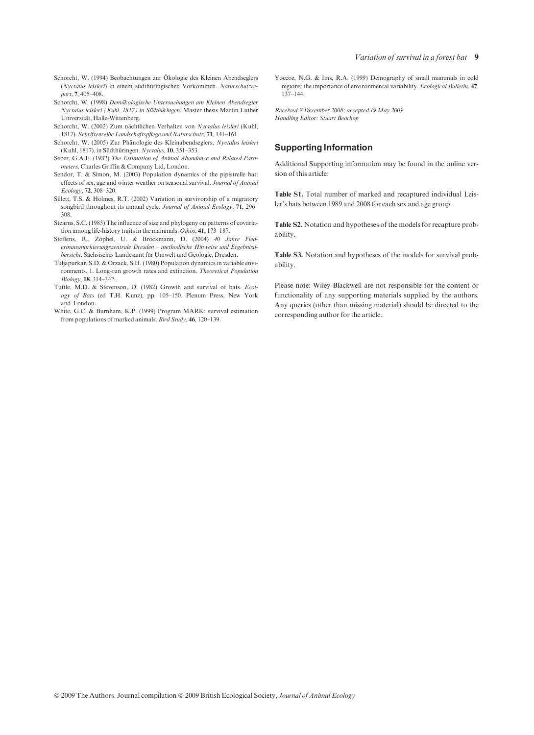Schorcht, W. (1994) Beobachtungen zur Ökologie des Kleinen Abendseglers (*Nyctalus leisleri*) in einem südthüringischen Vorkommen. *Naturschutzreport*, **7**, 405–408.

Schorcht, W. (1998) *Demökologische Untersuchungen am Kleinen Abendsegler Nyctalus leisleri (Kuhl, 1817) in Südthüringen*. Master thesis Martin Luther Universität, Halle-Wittenberg.

Schorcht, W. (2002) Zum nächtlichen Verhalten von *Nyctalus leisleri* (Kuhl, 1817). *Schriftenreihe Landschaftspflege und Naturschutz*, **71**, 141–161.

Schorcht, W. (2005) Zur Phänologie des Kleinabendseglers, *Nyctalus leisleri* (Kuhl, 1817), in Südthüringen. *Nyctalus*, **10**, 351–353.

Seber, G.A.F. (1982) *The Estimation of Animal Abundance and Related Parameters*. Charles Griffin & Company Ltd, London.

Sendor, T. & Simon, M. (2003) Population dynamics of the pipistrelle bat: effects of sex, age and winter weather on seasonal survival. *Journal of Animal Ecology*, **72**, 308–320.

Sillett, T.S. & Holmes, R.T. (2002) Variation in survivorship of a migratory songbird throughout its annual cycle. *Journal of Animal Ecology*, **71**, 296–308.

Stearns, S.C. (1983) The influence of size and phylogeny on patterns of covariation among life-history traits in the mammals. *Oikos*, **41**, 173–187.

Steffens, R., Zöphel, U. & Brockmann, D. (2004) *40 Jahre Fledermausmarkierungszentrale Dresden – methodische Hinweise und Ergebnisübersicht*. Sächsisches Landesamt für Umwelt und Geologie, Dresden.

Tuljapurkar, S.D. & Orzack, S.H. (1980) Population dynamics in variable environments. 1. Long-run growth rates and extinction. *Theoretical Population Biology*, **18**, 314–342.

Tuttle, M.D. & Stevenson, D. (1982) Growth and survival of bats. *Ecology of Bats* (ed T.H. Kunz), pp. 105–150. Plenum Press, New York and London.

White, G.C. & Burnham, K.P. (1999) Program MARK: survival estimation from populations of marked animals. *Bird Study*, **46**, 120–139.

Yoccoz, N.G. & Ims, R.A. (1999) Demography of small mammals in cold regions: the importance of environmental variability. *Ecological Bulletin*, **47**, 137–144.

*Received 8 December 2008; accepted 19 May 2009*
*Handling Editor: Stuart Bearhop*

## Supporting Information

Additional Supporting information may be found in the online version of this article:

**Table S1.** Total number of marked and recaptured individual Leisler's bats between 1989 and 2008 for each sex and age group.

**Table S2.** Notation and hypotheses of the models for recapture probability.

**Table S3.** Notation and hypotheses of the models for survival probability.

Please note: Wiley-Blackwell are not responsible for the content or functionality of any supporting materials supplied by the authors. Any queries (other than missing material) should be directed to the corresponding author for the article.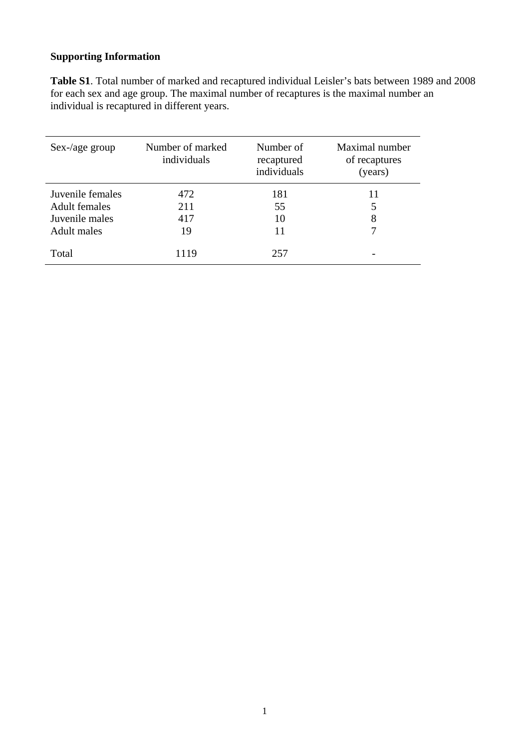**Supporting Information**

**Table S1**. Total number of marked and recaptured individual Leisler's bats between 1989 and 2008 for each sex and age group. The maximal number of recaptures is the maximal number an individual is recaptured in different years.

| Sex-/age group | Number of marked individuals | Number of recaptured individuals | Maximal number of recaptures (years) |
|---|---|---|---|
| Juvenile females | 472 | 181 | 11 |
| Adult females | 211 | 55 | 5 |
| Juvenile males | 417 | 10 | 8 |
| Adult males | 19 | 11 | 7 |
| Total | 1119 | 257 | - |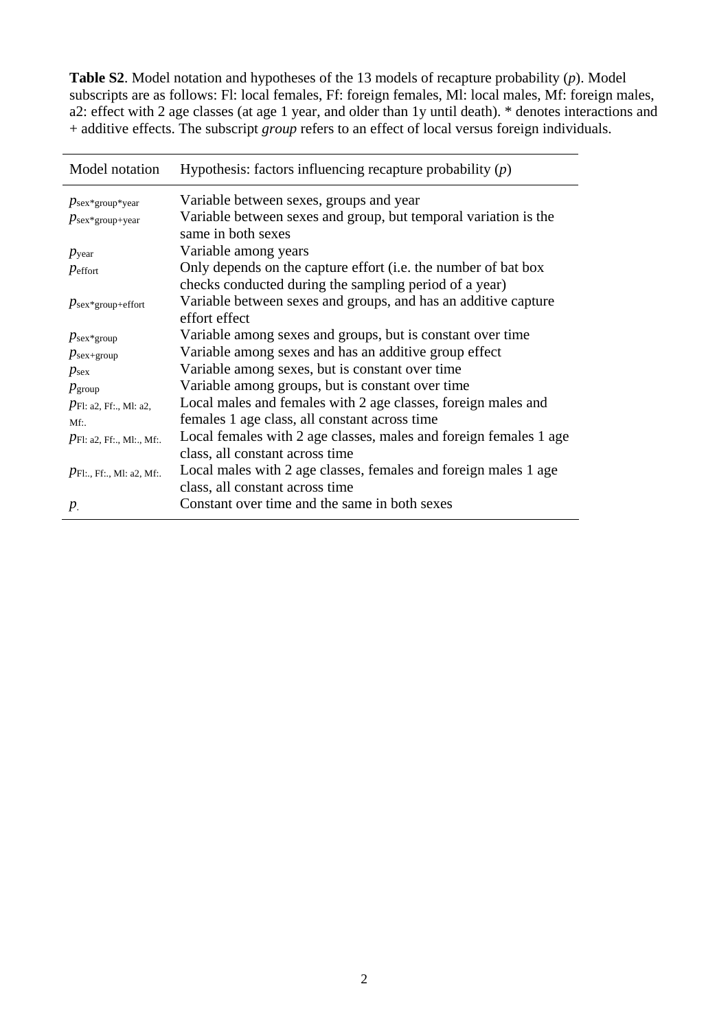**Table S2**. Model notation and hypotheses of the 13 models of recapture probability (*p*). Model subscripts are as follows: Fl: local females, Ff: foreign females, Ml: local males, Mf: foreign males, a2: effect with 2 age classes (at age 1 year, and older than 1y until death). * denotes interactions and + additive effects. The subscript *group* refers to an effect of local versus foreign individuals.

| Model notation | Hypothesis: factors influencing recapture probability (*p*) |
|---|---|
| $p_{\text{sex*group*year}}$ | Variable between sexes, groups and year |
| $p_{\text{sex*group+year}}$ | Variable between sexes and group, but temporal variation is the same in both sexes |
| $p_{\text{year}}$ | Variable among years |
| $p_{\text{effort}}$ | Only depends on the capture effort (i.e. the number of bat box checks conducted during the sampling period of a year) |
| $p_{\text{sex*group+effort}}$ | Variable between sexes and groups, and has an additive capture effort effect |
| $p_{\text{sex*group}}$ | Variable among sexes and groups, but is constant over time |
| $p_{\text{sex+group}}$ | Variable among sexes and has an additive group effect |
| $p_{\text{sex}}$ | Variable among sexes, but is constant over time |
| $p_{\text{group}}$ | Variable among groups, but is constant over time |
| $p_{\text{Fl: a2, Ff:., Ml: a2, Mf:.}}$ | Local males and females with 2 age classes, foreign males and females 1 age class, all constant across time |
| $p_{\text{Fl: a2, Ff:., Ml:., Mf:.}}$ | Local females with 2 age classes, males and foreign females 1 age class, all constant across time |
| $p_{\text{Fl:., Ff:., Ml: a2, Mf:.}}$ | Local males with 2 age classes, females and foreign males 1 age class, all constant across time |
| $p_{.}$ | Constant over time and the same in both sexes |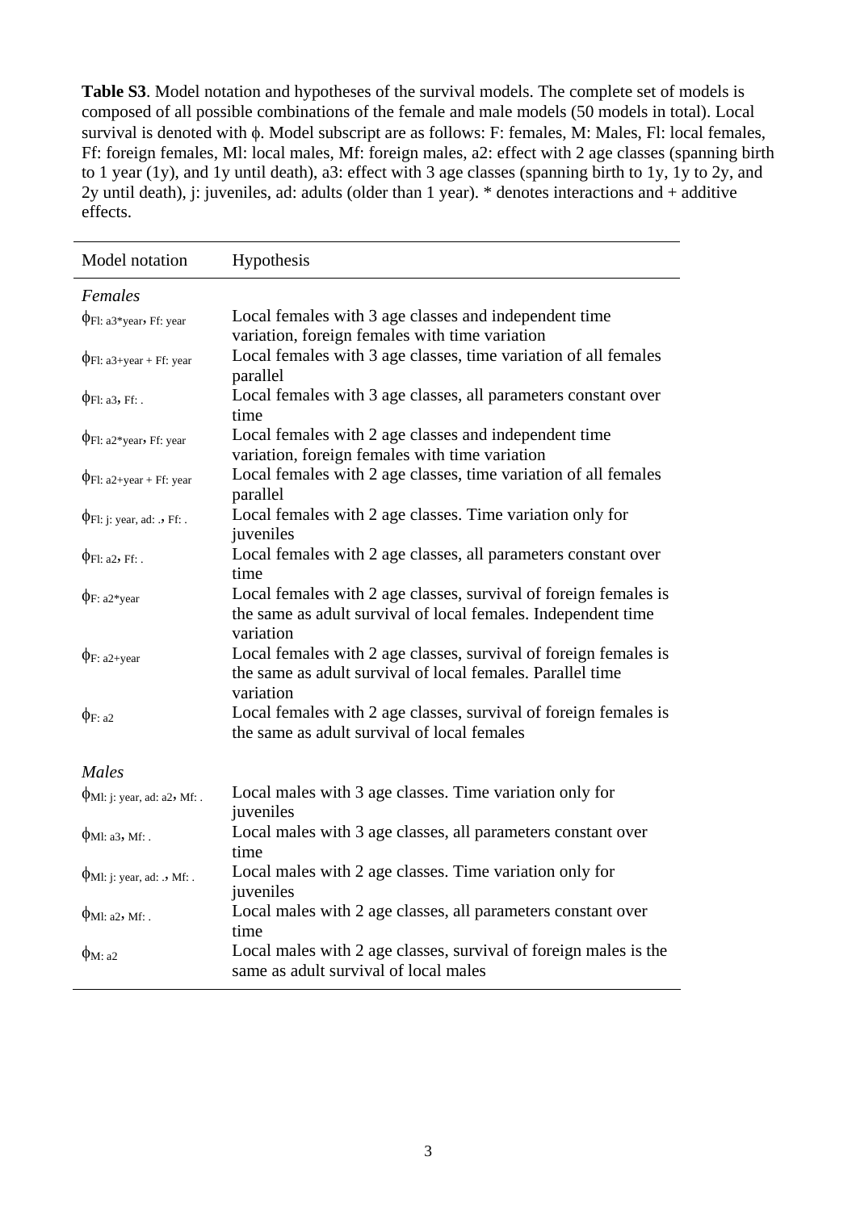**Table S3**. Model notation and hypotheses of the survival models. The complete set of models is composed of all possible combinations of the female and male models (50 models in total). Local survival is denoted with $\phi$. Model subscript are as follows: F: females, M: Males, Fl: local females, Ff: foreign females, Ml: local males, Mf: foreign males, a2: effect with 2 age classes (spanning birth to 1 year (1y), and 1y until death), a3: effect with 3 age classes (spanning birth to 1y, 1y to 2y, and 2y until death), j: juveniles, ad: adults (older than 1 year). * denotes interactions and + additive effects.

| Model notation | Hypothesis |
|---|---|
| *Females* | |
| $\phi_{Fl:\ a3*year,\ Ff:\ year}$ | Local females with 3 age classes and independent time variation, foreign females with time variation |
| $\phi_{Fl:\ a3+year\ +\ Ff:\ year}$ | Local females with 3 age classes, time variation of all females parallel |
| $\phi_{Fl:\ a3,\ Ff:\ .}$ | Local females with 3 age classes, all parameters constant over time |
| $\phi_{Fl:\ a2*year,\ Ff:\ year}$ | Local females with 2 age classes and independent time variation, foreign females with time variation |
| $\phi_{Fl:\ a2+year\ +\ Ff:\ year}$ | Local females with 2 age classes, time variation of all females parallel |
| $\phi_{Fl:\ j:\ year,\ ad:\ .,\ Ff:\ .}$ | Local females with 2 age classes. Time variation only for juveniles |
| $\phi_{Fl:\ a2,\ Ff:\ .}$ | Local females with 2 age classes, all parameters constant over time |
| $\phi_{F:\ a2*year}$ | Local females with 2 age classes, survival of foreign females is the same as adult survival of local females. Independent time variation |
| $\phi_{F:\ a2+year}$ | Local females with 2 age classes, survival of foreign females is the same as adult survival of local females. Parallel time variation |
| $\phi_{F:\ a2}$ | Local females with 2 age classes, survival of foreign females is the same as adult survival of local females |
| *Males* | |
| $\phi_{Ml:\ j:\ year,\ ad:\ a2,\ Mf:\ .}$ | Local males with 3 age classes. Time variation only for juveniles |
| $\phi_{Ml:\ a3,\ Mf:\ .}$ | Local males with 3 age classes, all parameters constant over time |
| $\phi_{Ml:\ j:\ year,\ ad:\ .,\ Mf:\ .}$ | Local males with 2 age classes. Time variation only for juveniles |
| $\phi_{Ml:\ a2,\ Mf:\ .}$ | Local males with 2 age classes, all parameters constant over time |
| $\phi_{M:\ a2}$ | Local males with 2 age classes, survival of foreign males is the same as adult survival of local males |